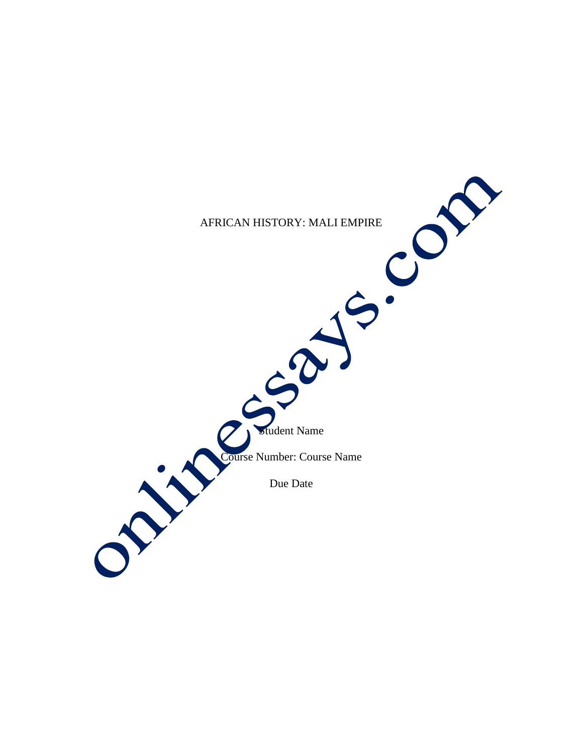# AFRICAN HISTORY: MALI EMPIRE

Student Name

Course Number: Course Name

Due Date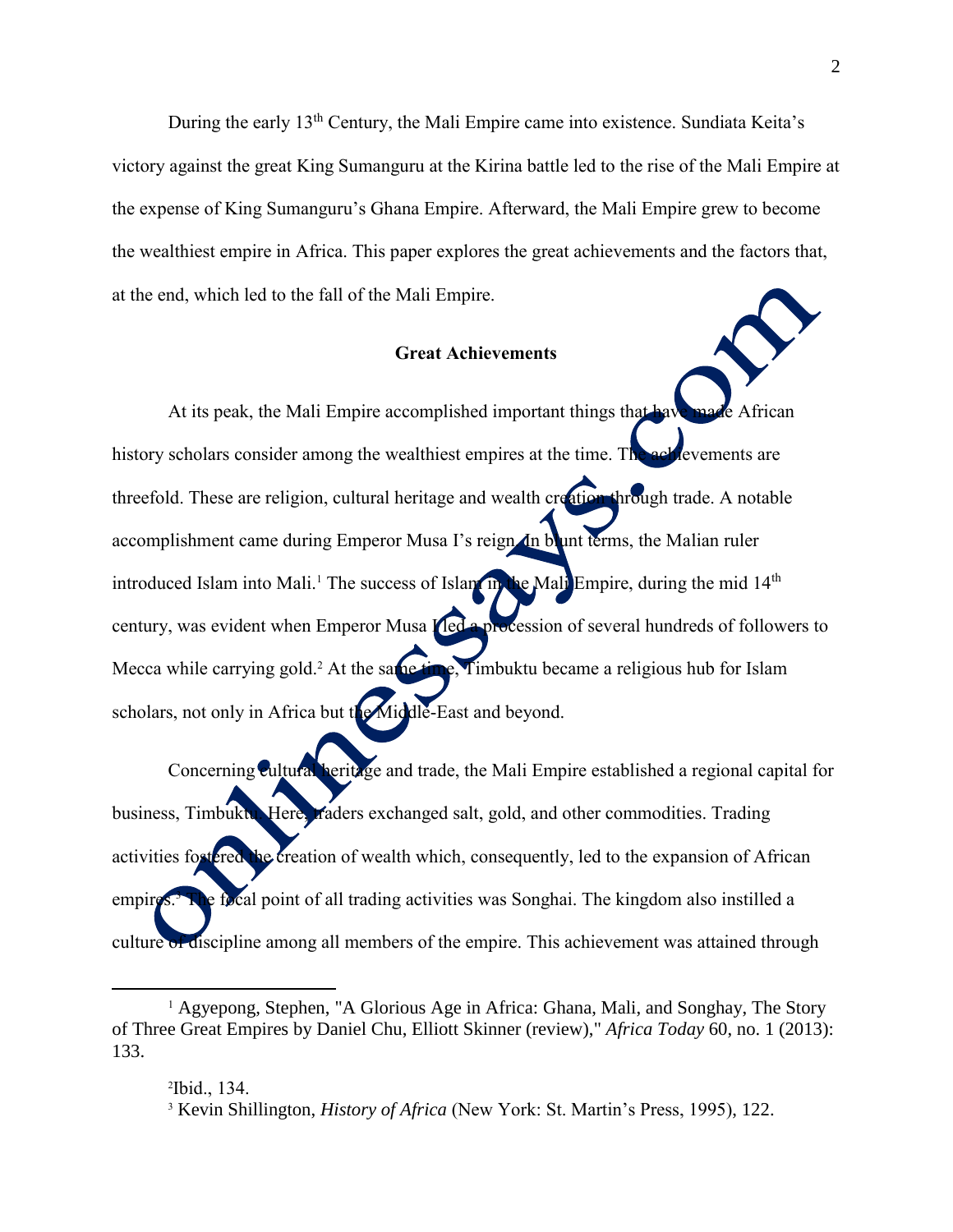During the early 13th Century, the Mali Empire came into existence. Sundiata Keita's victory against the great King Sumanguru at the Kirina battle led to the rise of the Mali Empire at the expense of King Sumanguru's Ghana Empire. Afterward, the Mali Empire grew to become the wealthiest empire in Africa. This paper explores the great achievements and the factors that, at the end, which led to the fall of the Mali Empire.

## Great Achievements

At its peak, the Mali Empire accomplished important things that have made African history scholars consider among the wealthiest empires at the time. The achievements are threefold. These are religion, cultural heritage and wealth creation through trade. A notable accomplishment came during Emperor Musa I's reign. In blunt terms, the Malian ruler introduced Islam into Mali.[1] The success of Islam in the Mali Empire, during the mid 14th century, was evident when Emperor Musa I led a procession of several hundreds of followers to Mecca while carrying gold.[2] At the same time, Timbuktu became a religious hub for Islam scholars, not only in Africa but the Middle-East and beyond.

Concerning cultural heritage and trade, the Mali Empire established a regional capital for business, Timbuktu. Here, traders exchanged salt, gold, and other commodities. Trading activities fostered the creation of wealth which, consequently, led to the expansion of African empires.[3] The focal point of all trading activities was Songhai. The kingdom also instilled a culture of discipline among all members of the empire. This achievement was attained through

---

[1] Agyepong, Stephen, "A Glorious Age in Africa: Ghana, Mali, and Songhay, The Story of Three Great Empires by Daniel Chu, Elliott Skinner (review)," *Africa Today* 60, no. 1 (2013): 133.

[2] Ibid., 134.

[3] Kevin Shillington, *History of Africa* (New York: St. Martin's Press, 1995), 122.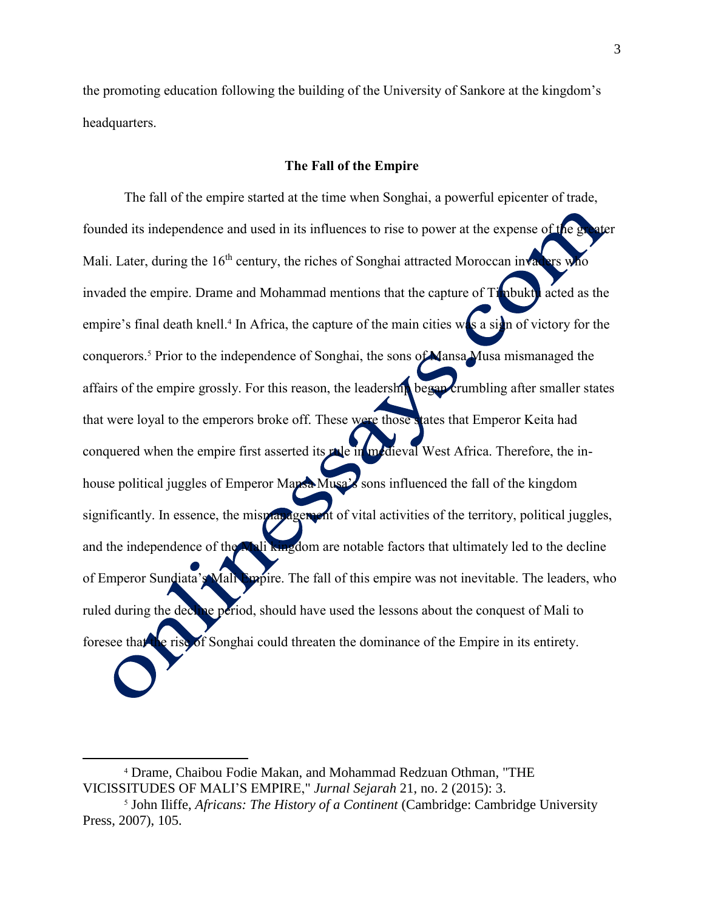the promoting education following the building of the University of Sankore at the kingdom's headquarters.

## The Fall of the Empire

The fall of the empire started at the time when Songhai, a powerful epicenter of trade, founded its independence and used in its influences to rise to power at the expense of the greater Mali. Later, during the 16th century, the riches of Songhai attracted Moroccan invaders who invaded the empire. Drame and Mohammad mentions that the capture of Timbuktu acted as the empire's final death knell.[4] In Africa, the capture of the main cities was a sign of victory for the conquerors.[5] Prior to the independence of Songhai, the sons of Mansa Musa mismanaged the affairs of the empire grossly. For this reason, the leadership began crumbling after smaller states that were loyal to the emperors broke off. These were those states that Emperor Keita had conquered when the empire first asserted its rule in medieval West Africa. Therefore, the in-house political juggles of Emperor Mansa Musa's sons influenced the fall of the kingdom significantly. In essence, the mismanagement of vital activities of the territory, political juggles, and the independence of the Mali kingdom are notable factors that ultimately led to the decline of Emperor Sundiata's Mali Empire. The fall of this empire was not inevitable. The leaders, who ruled during the decline period, should have used the lessons about the conquest of Mali to foresee that the rise of Songhai could threaten the dominance of the Empire in its entirety.

---

[4] Drame, Chaibou Fodie Makan, and Mohammad Redzuan Othman, "THE VICISSITUDES OF MALI'S EMPIRE," *Jurnal Sejarah* 21, no. 2 (2015): 3.

[5] John Iliffe, *Africans: The History of a Continent* (Cambridge: Cambridge University Press, 2007), 105.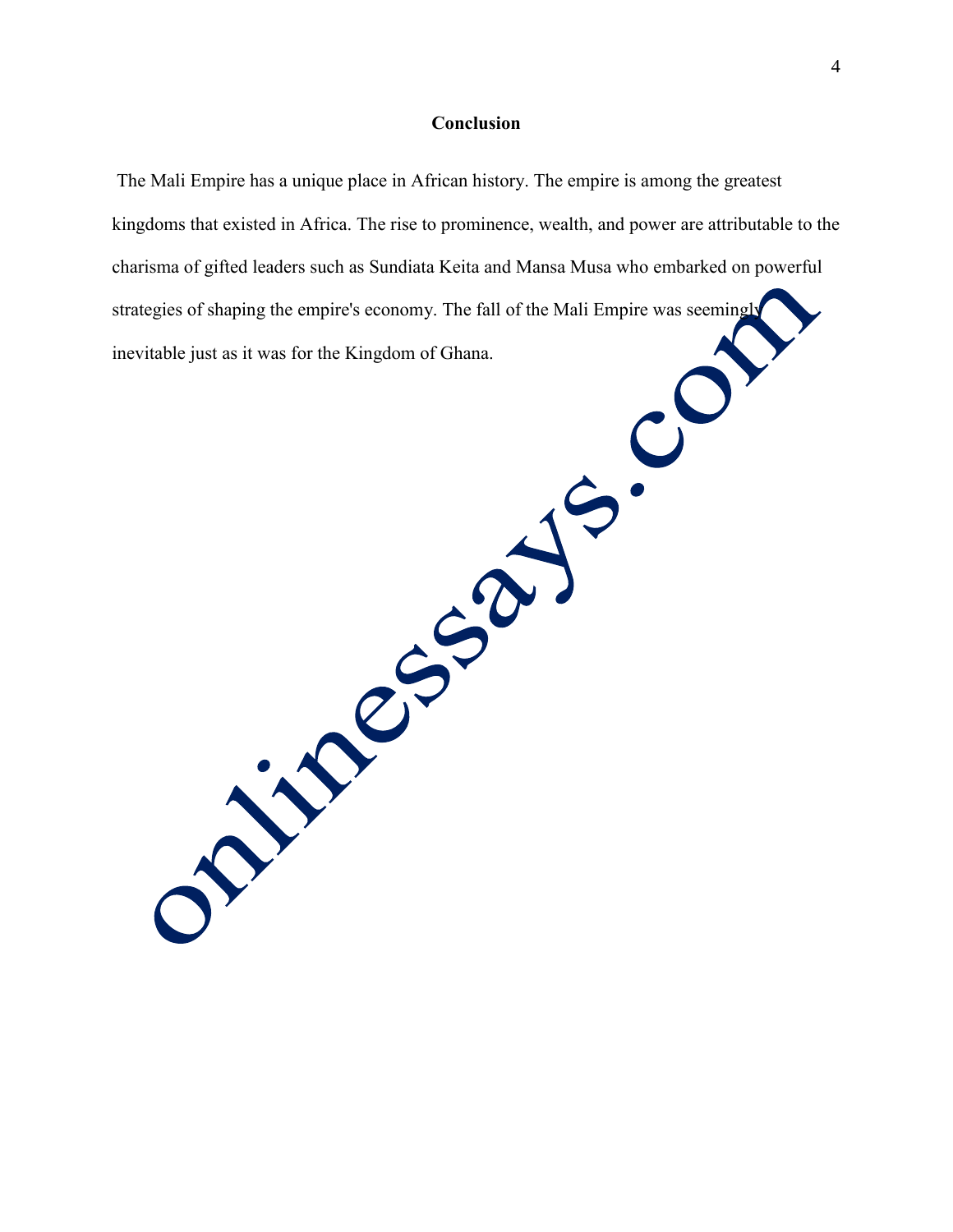## Conclusion

The Mali Empire has a unique place in African history. The empire is among the greatest kingdoms that existed in Africa. The rise to prominence, wealth, and power are attributable to the charisma of gifted leaders such as Sundiata Keita and Mansa Musa who embarked on powerful strategies of shaping the empire's economy. The fall of the Mali Empire was seemingly inevitable just as it was for the Kingdom of Ghana.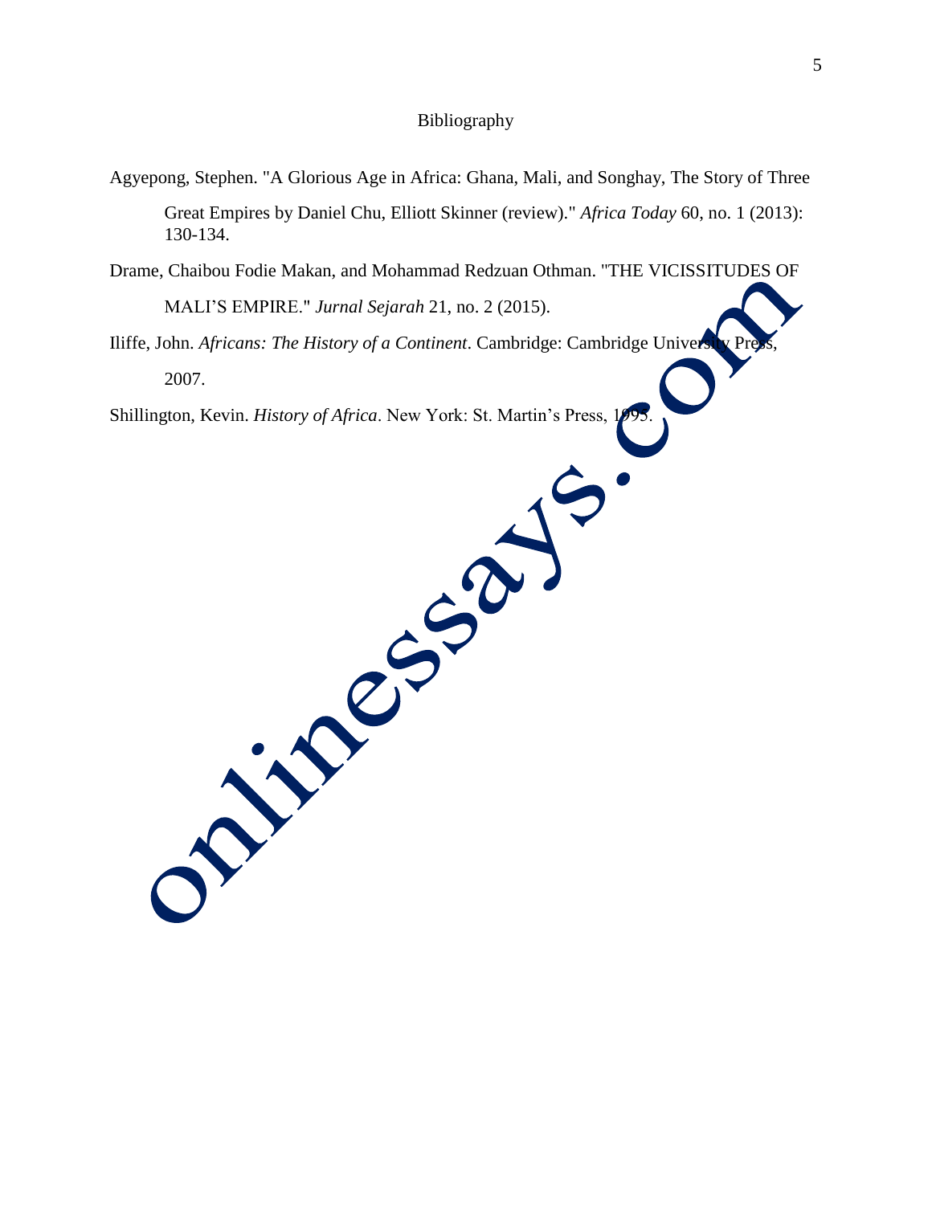# Bibliography

Agyepong, Stephen. "A Glorious Age in Africa: Ghana, Mali, and Songhay, The Story of Three Great Empires by Daniel Chu, Elliott Skinner (review)." *Africa Today* 60, no. 1 (2013): 130-134.

Drame, Chaibou Fodie Makan, and Mohammad Redzuan Othman. "THE VICISSITUDES OF MALI'S EMPIRE." *Jurnal Sejarah* 21, no. 2 (2015).

Iliffe, John. *Africans: The History of a Continent*. Cambridge: Cambridge University Press, 2007.

Shillington, Kevin. *History of Africa*. New York: St. Martin's Press, 1995.